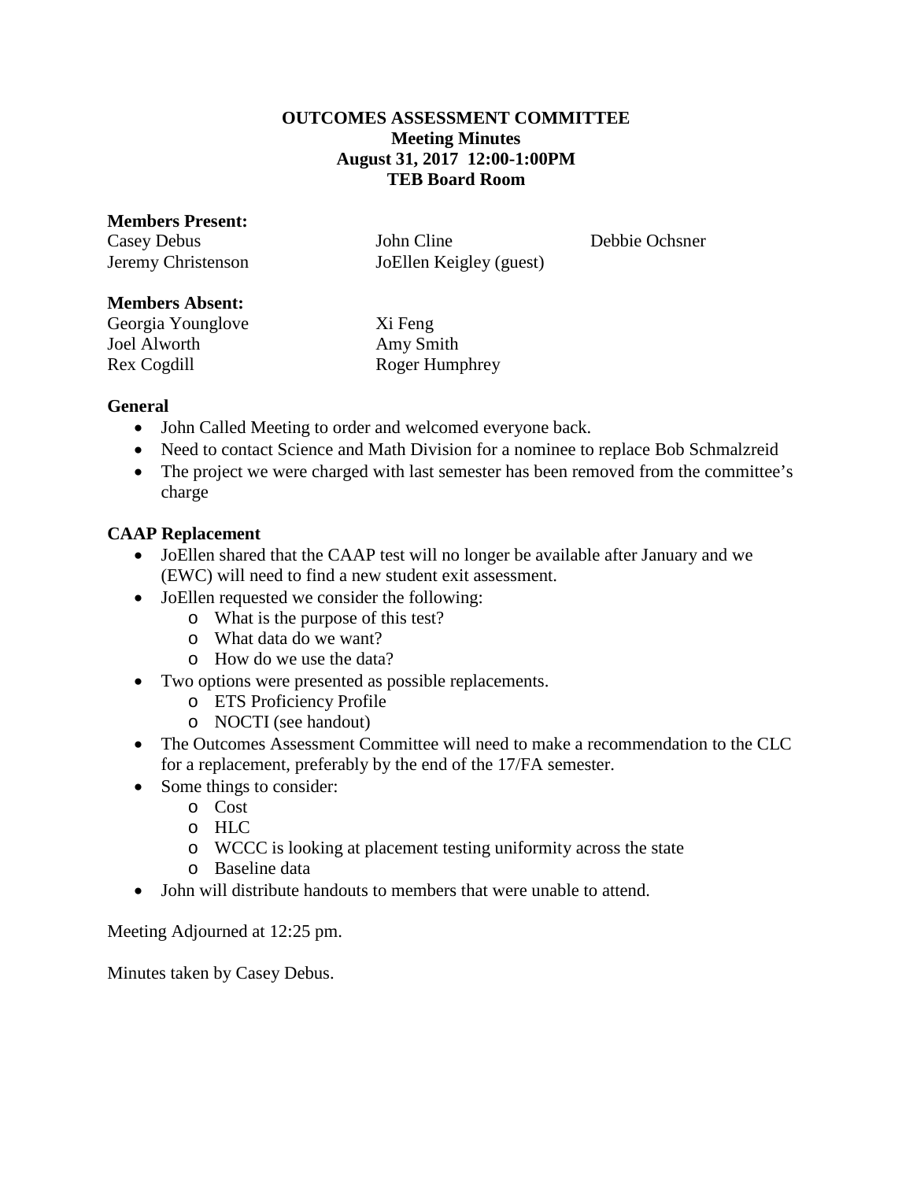**OUTCOMES ASSESSMENT COMMITTEE**
**Meeting Minutes**
**August 31, 2017 12:00-1:00PM**
**TEB Board Room**

**Members Present:**

Casey Debus  
John Cline  
Debbie Ochsner  
Jeremy Christenson  
JoEllen Keigley (guest)

**Members Absent:**

Georgia Younglove  
Xi Feng  
Joel Alworth  
Amy Smith  
Rex Cogdill  
Roger Humphrey

**General**

- John Called Meeting to order and welcomed everyone back.
- Need to contact Science and Math Division for a nominee to replace Bob Schmalzreid
- The project we were charged with last semester has been removed from the committee's charge

**CAAP Replacement**

- JoEllen shared that the CAAP test will no longer be available after January and we (EWC) will need to find a new student exit assessment.
- JoEllen requested we consider the following:
  - What is the purpose of this test?
  - What data do we want?
  - How do we use the data?
- Two options were presented as possible replacements.
  - ETS Proficiency Profile
  - NOCTI (see handout)
- The Outcomes Assessment Committee will need to make a recommendation to the CLC for a replacement, preferably by the end of the 17/FA semester.
- Some things to consider:
  - Cost
  - HLC
  - WCCC is looking at placement testing uniformity across the state
  - Baseline data
- John will distribute handouts to members that were unable to attend.

Meeting Adjourned at 12:25 pm.

Minutes taken by Casey Debus.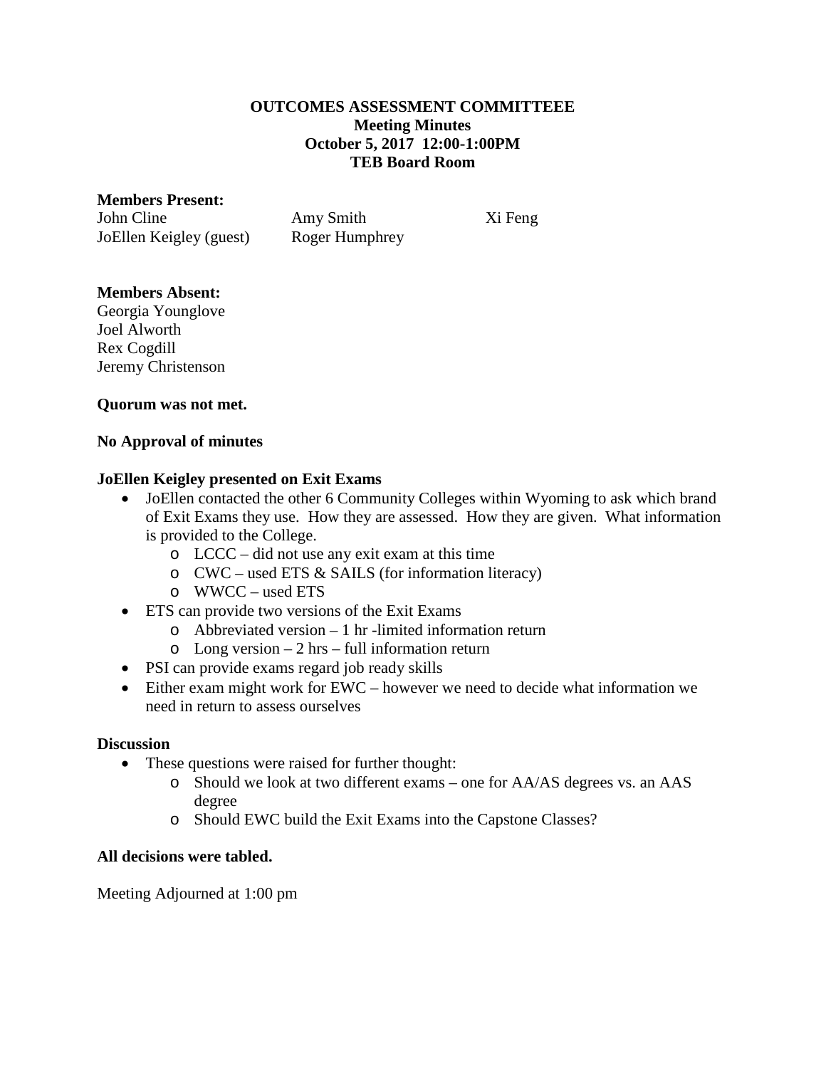**OUTCOMES ASSESSMENT COMMITTEEE**
**Meeting Minutes**
**October 5, 2017 12:00-1:00PM**
**TEB Board Room**

**Members Present:**

| | | |
|---|---|---|
| John Cline | Amy Smith | Xi Feng |
| JoEllen Keigley (guest) | Roger Humphrey | |

**Members Absent:**
Georgia Younglove
Joel Alworth
Rex Cogdill
Jeremy Christenson

**Quorum was not met.**

**No Approval of minutes**

**JoEllen Keigley presented on Exit Exams**

- JoEllen contacted the other 6 Community Colleges within Wyoming to ask which brand of Exit Exams they use. How they are assessed. How they are given. What information is provided to the College.
  - LCCC – did not use any exit exam at this time
  - CWC – used ETS & SAILS (for information literacy)
  - WWCC – used ETS
- ETS can provide two versions of the Exit Exams
  - Abbreviated version – 1 hr -limited information return
  - Long version – 2 hrs – full information return
- PSI can provide exams regard job ready skills
- Either exam might work for EWC – however we need to decide what information we need in return to assess ourselves

**Discussion**

- These questions were raised for further thought:
  - Should we look at two different exams – one for AA/AS degrees vs. an AAS degree
  - Should EWC build the Exit Exams into the Capstone Classes?

**All decisions were tabled.**

Meeting Adjourned at 1:00 pm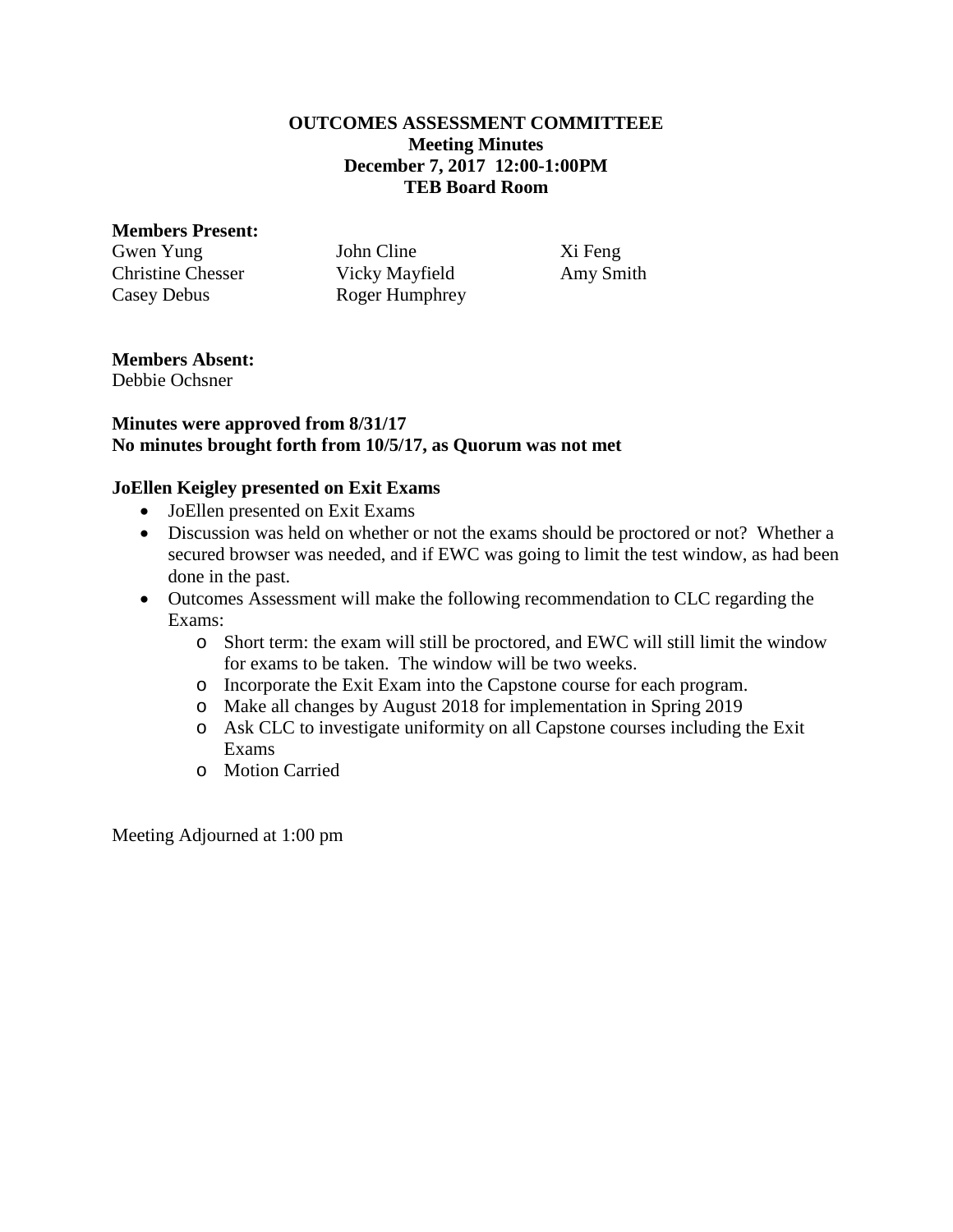**OUTCOMES ASSESSMENT COMMITTEEE**
**Meeting Minutes**
**December 7, 2017 12:00-1:00PM**
**TEB Board Room**

**Members Present:**

Gwen Yung
Christine Chesser
Casey Debus
John Cline
Vicky Mayfield
Roger Humphrey
Xi Feng
Amy Smith

**Members Absent:**

Debbie Ochsner

**Minutes were approved from 8/31/17**
**No minutes brought forth from 10/5/17, as Quorum was not met**

**JoEllen Keigley presented on Exit Exams**

- JoEllen presented on Exit Exams
- Discussion was held on whether or not the exams should be proctored or not? Whether a secured browser was needed, and if EWC was going to limit the test window, as had been done in the past.
- Outcomes Assessment will make the following recommendation to CLC regarding the Exams:
  - Short term: the exam will still be proctored, and EWC will still limit the window for exams to be taken. The window will be two weeks.
  - Incorporate the Exit Exam into the Capstone course for each program.
  - Make all changes by August 2018 for implementation in Spring 2019
  - Ask CLC to investigate uniformity on all Capstone courses including the Exit Exams
  - Motion Carried

Meeting Adjourned at 1:00 pm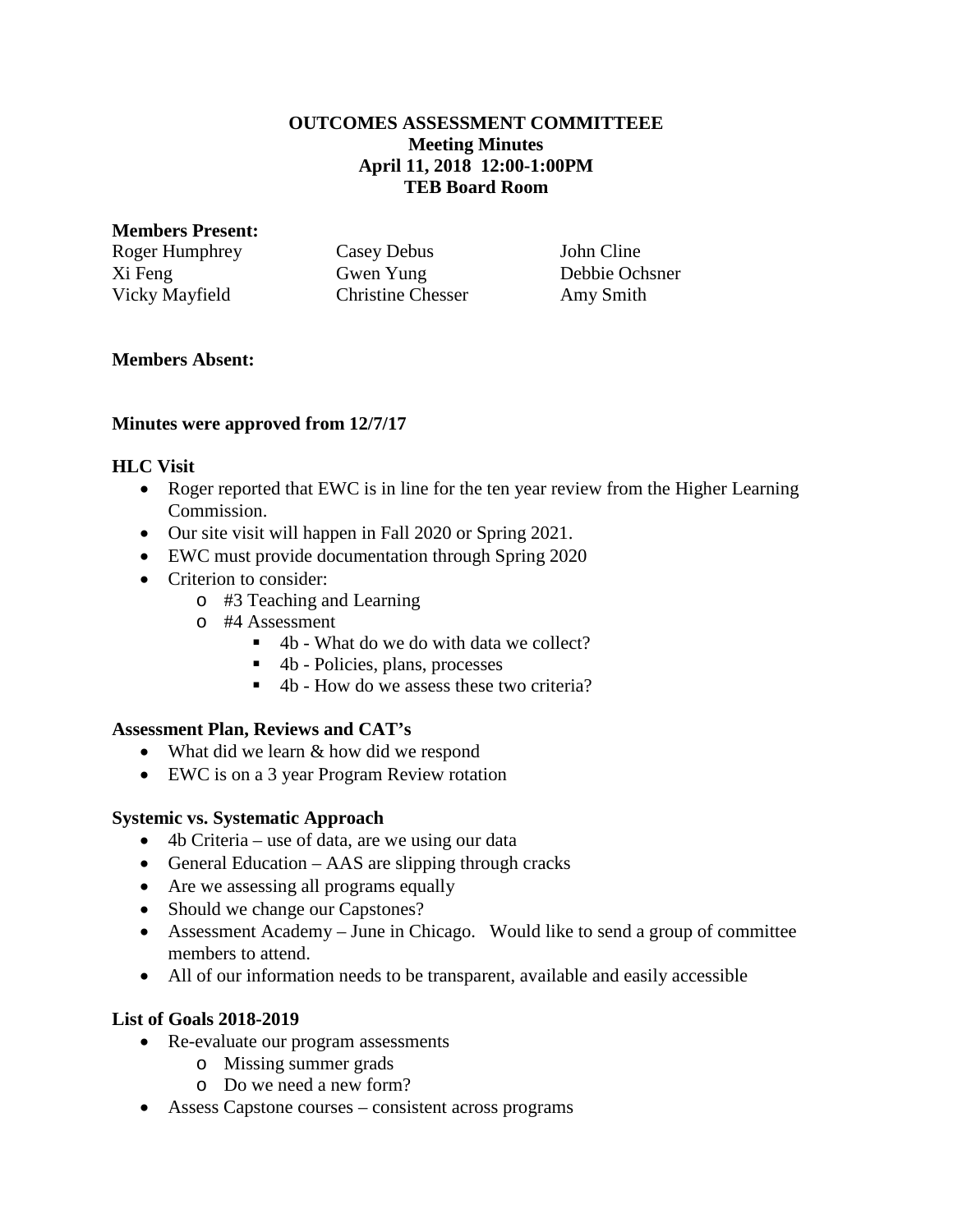**OUTCOMES ASSESSMENT COMMITTEEE**
**Meeting Minutes**
**April 11, 2018 12:00-1:00PM**
**TEB Board Room**

**Members Present:**

Roger Humphrey
Casey Debus
John Cline
Xi Feng
Gwen Yung
Debbie Ochsner
Vicky Mayfield
Christine Chesser
Amy Smith

**Members Absent:**

**Minutes were approved from 12/7/17**

**HLC Visit**

- Roger reported that EWC is in line for the ten year review from the Higher Learning Commission.
- Our site visit will happen in Fall 2020 or Spring 2021.
- EWC must provide documentation through Spring 2020
- Criterion to consider:
  - #3 Teaching and Learning
  - #4 Assessment
    - 4b - What do we do with data we collect?
    - 4b - Policies, plans, processes
    - 4b - How do we assess these two criteria?

**Assessment Plan, Reviews and CAT's**

- What did we learn & how did we respond
- EWC is on a 3 year Program Review rotation

**Systemic vs. Systematic Approach**

- 4b Criteria – use of data, are we using our data
- General Education – AAS are slipping through cracks
- Are we assessing all programs equally
- Should we change our Capstones?
- Assessment Academy – June in Chicago. Would like to send a group of committee members to attend.
- All of our information needs to be transparent, available and easily accessible

**List of Goals 2018-2019**

- Re-evaluate our program assessments
  - Missing summer grads
  - Do we need a new form?
- Assess Capstone courses – consistent across programs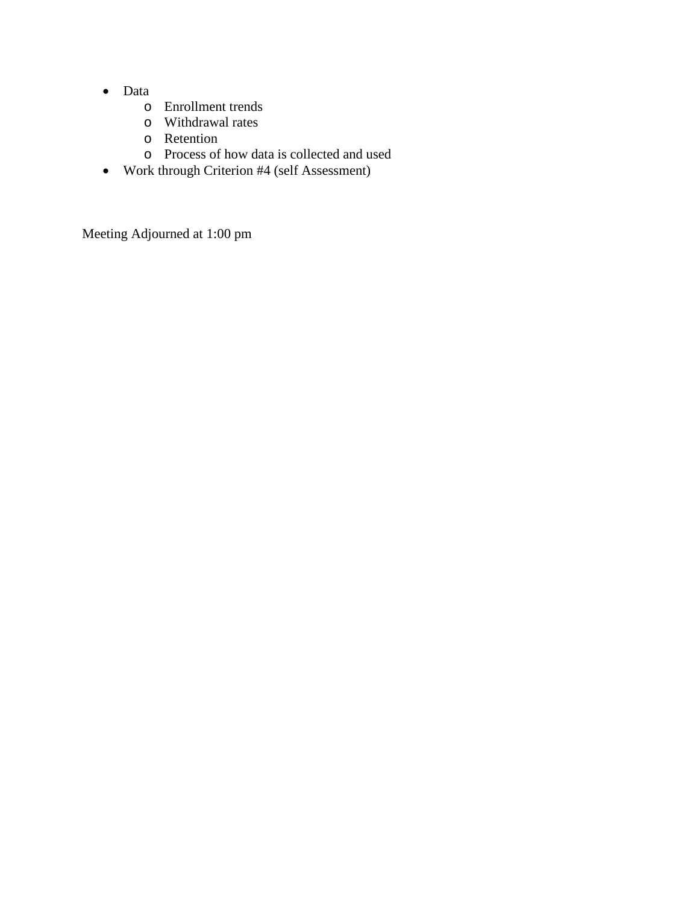- Data
  - Enrollment trends
  - Withdrawal rates
  - Retention
  - Process of how data is collected and used
- Work through Criterion #4 (self Assessment)

Meeting Adjourned at 1:00 pm